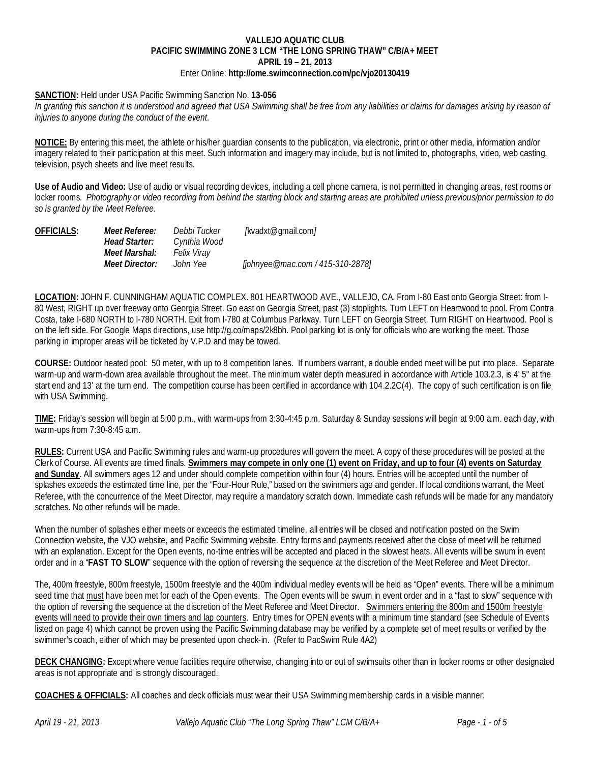**VALLEJO AQUATIC CLUB**
**PACIFIC SWIMMING ZONE 3 LCM "THE LONG SPRING THAW" C/B/A+ MEET**
**APRIL 19 – 21, 2013**
Enter Online: **http://ome.swimconnection.com/pc/vjo20130419**

**SANCTION:** Held under USA Pacific Swimming Sanction No. **13-056**
*In granting this sanction it is understood and agreed that USA Swimming shall be free from any liabilities or claims for damages arising by reason of injuries to anyone during the conduct of the event.*

**NOTICE:** By entering this meet, the athlete or his/her guardian consents to the publication, via electronic, print or other media, information and/or imagery related to their participation at this meet. Such information and imagery may include, but is not limited to, photographs, video, web casting, television, psych sheets and live meet results.

**Use of Audio and Video:** Use of audio or visual recording devices, including a cell phone camera, is not permitted in changing areas, rest rooms or locker rooms. *Photography or video recording from behind the starting block and starting areas are prohibited unless previous/prior permission to do so is granted by the Meet Referee.*

| | | | |
|---|---|---|---|
| **OFFICIALS:** | ***Meet Referee:*** | *Debbi Tucker* | *[*kvadxt@gmail.com*]* |
| | ***Head Starter:*** | *Cynthia Wood* | |
| | ***Meet Marshal:*** | *Felix Viray* | |
| | ***Meet Director:*** | *John Yee* | *[johnyee@mac.com / 415-310-2878]* |

**LOCATION:** JOHN F. CUNNINGHAM AQUATIC COMPLEX. 801 HEARTWOOD AVE., VALLEJO, CA. From I-80 East onto Georgia Street: from I-80 West, RIGHT up over freeway onto Georgia Street. Go east on Georgia Street, past (3) stoplights. Turn LEFT on Heartwood to pool. From Contra Costa, take I-680 NORTH to I-780 NORTH. Exit from I-780 at Columbus Parkway. Turn LEFT on Georgia Street. Turn RIGHT on Heartwood. Pool is on the left side. For Google Maps directions, use http://g.co/maps/2k8bh. Pool parking lot is only for officials who are working the meet. Those parking in improper areas will be ticketed by V.P.D and may be towed.

**COURSE:** Outdoor heated pool: 50 meter, with up to 8 competition lanes. If numbers warrant, a double ended meet will be put into place. Separate warm-up and warm-down area available throughout the meet. The minimum water depth measured in accordance with Article 103.2.3, is 4' 5" at the start end and 13' at the turn end. The competition course has been certified in accordance with 104.2.2C(4). The copy of such certification is on file with USA Swimming.

**TIME:** Friday's session will begin at 5:00 p.m., with warm-ups from 3:30-4:45 p.m. Saturday & Sunday sessions will begin at 9:00 a.m. each day, with warm-ups from 7:30-8:45 a.m.

**RULES:** Current USA and Pacific Swimming rules and warm-up procedures will govern the meet. A copy of these procedures will be posted at the Clerk of Course. All events are timed finals. **Swimmers may compete in only one (1) event on Friday, and up to four (4) events on Saturday and Sunday**. All swimmers ages 12 and under should complete competition within four (4) hours. Entries will be accepted until the number of splashes exceeds the estimated time line, per the "Four-Hour Rule," based on the swimmers age and gender. If local conditions warrant, the Meet Referee, with the concurrence of the Meet Director, may require a mandatory scratch down. Immediate cash refunds will be made for any mandatory scratches. No other refunds will be made.

When the number of splashes either meets or exceeds the estimated timeline, all entries will be closed and notification posted on the Swim Connection website, the VJO website, and Pacific Swimming website. Entry forms and payments received after the close of meet will be returned with an explanation. Except for the Open events, no-time entries will be accepted and placed in the slowest heats. All events will be swum in event order and in a "**FAST TO SLOW**" sequence with the option of reversing the sequence at the discretion of the Meet Referee and Meet Director.

The, 400m freestyle, 800m freestyle, 1500m freestyle and the 400m individual medley events will be held as "Open" events. There will be a minimum seed time that must have been met for each of the Open events. The Open events will be swum in event order and in a "fast to slow" sequence with the option of reversing the sequence at the discretion of the Meet Referee and Meet Director. Swimmers entering the 800m and 1500m freestyle events will need to provide their own timers and lap counters. Entry times for OPEN events with a minimum time standard (see Schedule of Events listed on page 4) which cannot be proven using the Pacific Swimming database may be verified by a complete set of meet results or verified by the swimmer's coach, either of which may be presented upon check-in. (Refer to PacSwim Rule 4A2)

**DECK CHANGING:** Except where venue facilities require otherwise, changing into or out of swimsuits other than in locker rooms or other designated areas is not appropriate and is strongly discouraged.

**COACHES & OFFICIALS:** All coaches and deck officials must wear their USA Swimming membership cards in a visible manner.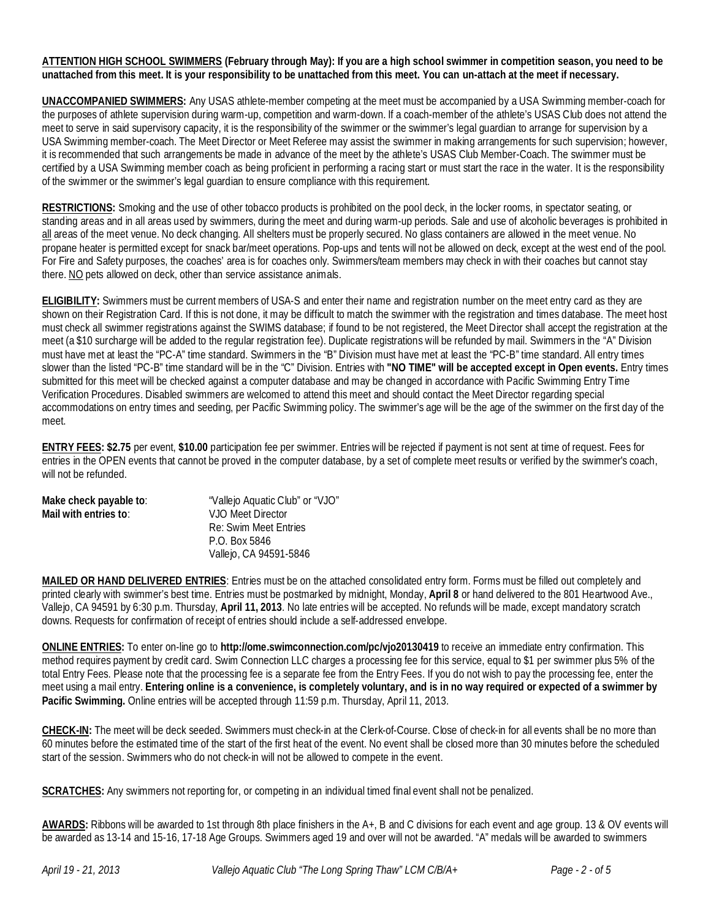**ATTENTION HIGH SCHOOL SWIMMERS (February through May): If you are a high school swimmer in competition season, you need to be unattached from this meet. It is your responsibility to be unattached from this meet. You can un-attach at the meet if necessary.**

**UNACCOMPANIED SWIMMERS:** Any USAS athlete-member competing at the meet must be accompanied by a USA Swimming member-coach for the purposes of athlete supervision during warm-up, competition and warm-down. If a coach-member of the athlete's USAS Club does not attend the meet to serve in said supervisory capacity, it is the responsibility of the swimmer or the swimmer's legal guardian to arrange for supervision by a USA Swimming member-coach. The Meet Director or Meet Referee may assist the swimmer in making arrangements for such supervision; however, it is recommended that such arrangements be made in advance of the meet by the athlete's USAS Club Member-Coach. The swimmer must be certified by a USA Swimming member coach as being proficient in performing a racing start or must start the race in the water. It is the responsibility of the swimmer or the swimmer's legal guardian to ensure compliance with this requirement.

**RESTRICTIONS:** Smoking and the use of other tobacco products is prohibited on the pool deck, in the locker rooms, in spectator seating, or standing areas and in all areas used by swimmers, during the meet and during warm-up periods. Sale and use of alcoholic beverages is prohibited in all areas of the meet venue. No deck changing. All shelters must be properly secured. No glass containers are allowed in the meet venue. No propane heater is permitted except for snack bar/meet operations. Pop-ups and tents will not be allowed on deck, except at the west end of the pool. For Fire and Safety purposes, the coaches' area is for coaches only. Swimmers/team members may check in with their coaches but cannot stay there. NO pets allowed on deck, other than service assistance animals.

**ELIGIBILITY:** Swimmers must be current members of USA-S and enter their name and registration number on the meet entry card as they are shown on their Registration Card. If this is not done, it may be difficult to match the swimmer with the registration and times database. The meet host must check all swimmer registrations against the SWIMS database; if found to be not registered, the Meet Director shall accept the registration at the meet (a $10 surcharge will be added to the regular registration fee). Duplicate registrations will be refunded by mail. Swimmers in the "A" Division must have met at least the "PC-A" time standard. Swimmers in the "B" Division must have met at least the "PC-B" time standard. All entry times slower than the listed "PC-B" time standard will be in the "C" Division. Entries with **"NO TIME" will be accepted except in Open events.** Entry times submitted for this meet will be checked against a computer database and may be changed in accordance with Pacific Swimming Entry Time Verification Procedures. Disabled swimmers are welcomed to attend this meet and should contact the Meet Director regarding special accommodations on entry times and seeding, per Pacific Swimming policy. The swimmer's age will be the age of the swimmer on the first day of the meet.

**ENTRY FEES: $2.75** per event, **$10.00** participation fee per swimmer. Entries will be rejected if payment is not sent at time of request. Fees for entries in the OPEN events that cannot be proved in the computer database, by a set of complete meet results or verified by the swimmer's coach, will not be refunded.

**Make check payable to**: "Vallejo Aquatic Club" or "VJO"

**Mail with entries to**:
VJO Meet Director
Re: Swim Meet Entries
P.O. Box 5846
Vallejo, CA 94591-5846

**MAILED OR HAND DELIVERED ENTRIES**: Entries must be on the attached consolidated entry form. Forms must be filled out completely and printed clearly with swimmer's best time. Entries must be postmarked by midnight, Monday, **April 8** or hand delivered to the 801 Heartwood Ave., Vallejo, CA 94591 by 6:30 p.m. Thursday, **April 11, 2013**. No late entries will be accepted. No refunds will be made, except mandatory scratch downs. Requests for confirmation of receipt of entries should include a self-addressed envelope.

**ONLINE ENTRIES:** To enter on-line go to **http://ome.swimconnection.com/pc/vjo20130419** to receive an immediate entry confirmation. This method requires payment by credit card. Swim Connection LLC charges a processing fee for this service, equal to $1 per swimmer plus 5% of the total Entry Fees. Please note that the processing fee is a separate fee from the Entry Fees. If you do not wish to pay the processing fee, enter the meet using a mail entry. **Entering online is a convenience, is completely voluntary, and is in no way required or expected of a swimmer by Pacific Swimming.** Online entries will be accepted through 11:59 p.m. Thursday, April 11, 2013.

**CHECK-IN:** The meet will be deck seeded. Swimmers must check-in at the Clerk-of-Course. Close of check-in for all events shall be no more than 60 minutes before the estimated time of the start of the first heat of the event. No event shall be closed more than 30 minutes before the scheduled start of the session. Swimmers who do not check-in will not be allowed to compete in the event.

**SCRATCHES:** Any swimmers not reporting for, or competing in an individual timed final event shall not be penalized.

**AWARDS:** Ribbons will be awarded to 1st through 8th place finishers in the A+, B and C divisions for each event and age group. 13 & OV events will be awarded as 13-14 and 15-16, 17-18 Age Groups. Swimmers aged 19 and over will not be awarded. "A" medals will be awarded to swimmers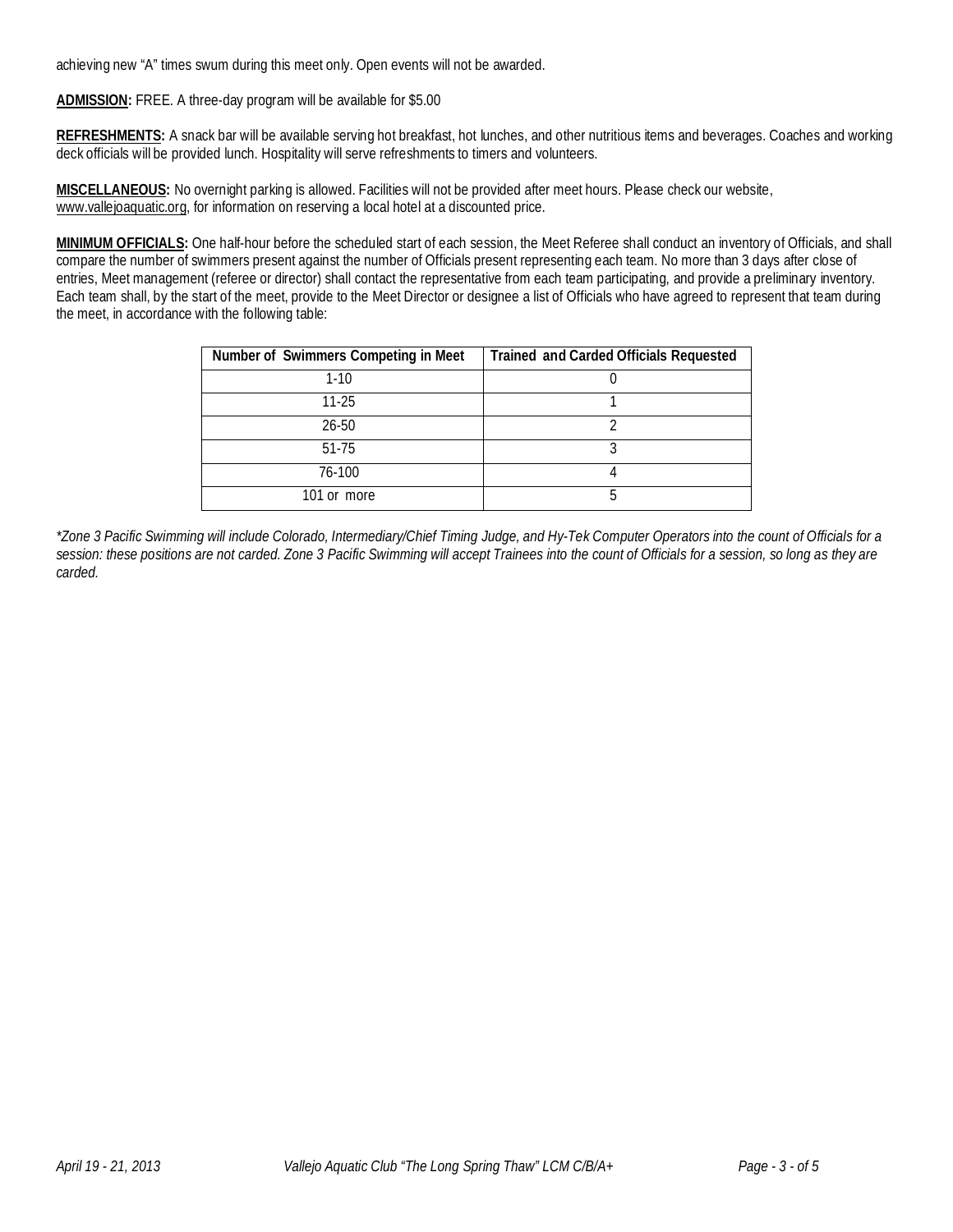achieving new "A" times swum during this meet only. Open events will not be awarded.

**ADMISSION:** FREE. A three-day program will be available for $5.00

**REFRESHMENTS:** A snack bar will be available serving hot breakfast, hot lunches, and other nutritious items and beverages. Coaches and working deck officials will be provided lunch. Hospitality will serve refreshments to timers and volunteers.

**MISCELLANEOUS:** No overnight parking is allowed. Facilities will not be provided after meet hours. Please check our website, www.vallejoaquatic.org, for information on reserving a local hotel at a discounted price.

**MINIMUM OFFICIALS:** One half-hour before the scheduled start of each session, the Meet Referee shall conduct an inventory of Officials, and shall compare the number of swimmers present against the number of Officials present representing each team. No more than 3 days after close of entries, Meet management (referee or director) shall contact the representative from each team participating, and provide a preliminary inventory. Each team shall, by the start of the meet, provide to the Meet Director or designee a list of Officials who have agreed to represent that team during the meet, in accordance with the following table:

| Number of Swimmers Competing in Meet | Trained and Carded Officials Requested |
|---|---|
| 1-10 | 0 |
| 11-25 | 1 |
| 26-50 | 2 |
| 51-75 | 3 |
| 76-100 | 4 |
| 101 or more | 5 |

*\*Zone 3 Pacific Swimming will include Colorado, Intermediary/Chief Timing Judge, and Hy-Tek Computer Operators into the count of Officials for a session: these positions are not carded. Zone 3 Pacific Swimming will accept Trainees into the count of Officials for a session, so long as they are carded.*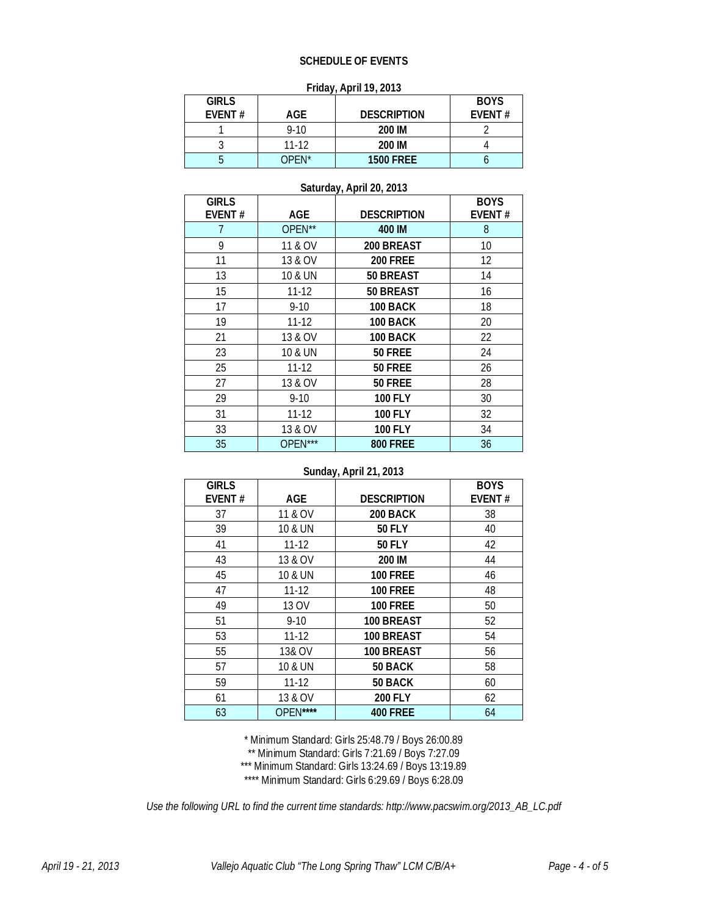## SCHEDULE OF EVENTS

### Friday, April 19, 2013

| GIRLS EVENT # | AGE | DESCRIPTION | BOYS EVENT # |
|---|---|---|---|
| 1 | 9-10 | **200 IM** | 2 |
| 3 | 11-12 | **200 IM** | 4 |
| 5 | OPEN* | **1500 FREE** | 6 |

### Saturday, April 20, 2013

| GIRLS EVENT # | AGE | DESCRIPTION | BOYS EVENT # |
|---|---|---|---|
| 7 | OPEN** | **400 IM** | 8 |
| 9 | 11 & OV | **200 BREAST** | 10 |
| 11 | 13 & OV | **200 FREE** | 12 |
| 13 | 10 & UN | **50 BREAST** | 14 |
| 15 | 11-12 | **50 BREAST** | 16 |
| 17 | 9-10 | **100 BACK** | 18 |
| 19 | 11-12 | **100 BACK** | 20 |
| 21 | 13 & OV | **100 BACK** | 22 |
| 23 | 10 & UN | **50 FREE** | 24 |
| 25 | 11-12 | **50 FREE** | 26 |
| 27 | 13 & OV | **50 FREE** | 28 |
| 29 | 9-10 | **100 FLY** | 30 |
| 31 | 11-12 | **100 FLY** | 32 |
| 33 | 13 & OV | **100 FLY** | 34 |
| 35 | OPEN*** | **800 FREE** | 36 |

### Sunday, April 21, 2013

| GIRLS EVENT # | AGE | DESCRIPTION | BOYS EVENT # |
|---|---|---|---|
| 37 | 11 & OV | **200 BACK** | 38 |
| 39 | 10 & UN | **50 FLY** | 40 |
| 41 | 11-12 | **50 FLY** | 42 |
| 43 | 13 & OV | **200 IM** | 44 |
| 45 | 10 & UN | **100 FREE** | 46 |
| 47 | 11-12 | **100 FREE** | 48 |
| 49 | 13 OV | **100 FREE** | 50 |
| 51 | 9-10 | **100 BREAST** | 52 |
| 53 | 11-12 | **100 BREAST** | 54 |
| 55 | 13& OV | **100 BREAST** | 56 |
| 57 | 10 & UN | **50 BACK** | 58 |
| 59 | 11-12 | **50 BACK** | 60 |
| 61 | 13 & OV | **200 FLY** | 62 |
| 63 | OPEN**** | **400 FREE** | 64 |

\* Minimum Standard: Girls 25:48.79 / Boys 26:00.89

** Minimum Standard: Girls 7:21.69 / Boys 7:27.09

*** Minimum Standard: Girls 13:24.69 / Boys 13:19.89

**** Minimum Standard: Girls 6:29.69 / Boys 6:28.09

*Use the following URL to find the current time standards: http://www.pacswim.org/2013_AB_LC.pdf*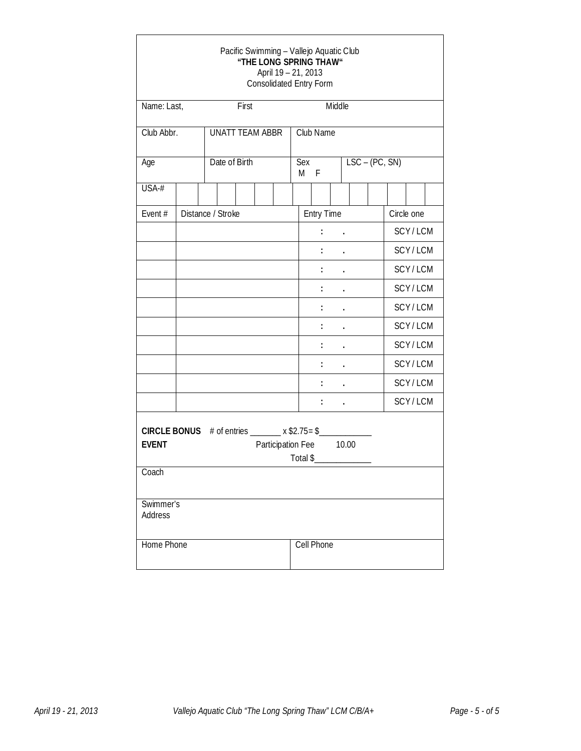Pacific Swimming – Vallejo Aquatic Club

**"THE LONG SPRING THAW"**

April 19 – 21, 2013

Consolidated Entry Form

| Name: Last, | First | Middle |
|---|---|---|
| | | |

| Club Abbr. | UNATT TEAM ABBR | Club Name |
|---|---|---|
| | | |

| Age | Date of Birth | Sex M F | LSC – (PC, SN) |
|---|---|---|---|
| | | | |

| USA-# | | | | | | | | | | | | | | |
|---|---|---|---|---|---|---|---|---|---|---|---|---|---|---|

| Event # | Distance / Stroke | Entry Time | Circle one |
|---|---|---|---|
| | | : . | SCY / LCM |
| | | : . | SCY / LCM |
| | | : . | SCY / LCM |
| | | : . | SCY / LCM |
| | | : . | SCY / LCM |
| | | : . | SCY / LCM |
| | | : . | SCY / LCM |
| | | : . | SCY / LCM |
| | | : . | SCY / LCM |
| | | : . | SCY / LCM |

**CIRCLE BONUS** # of entries _______ x $2.75= $____________

**EVENT** Participation Fee 10.00

Total $_____________

| Coach |
|---|
| |

| Swimmer's Address |
|---|
| |

| Home Phone | Cell Phone |
|---|---|
| | |